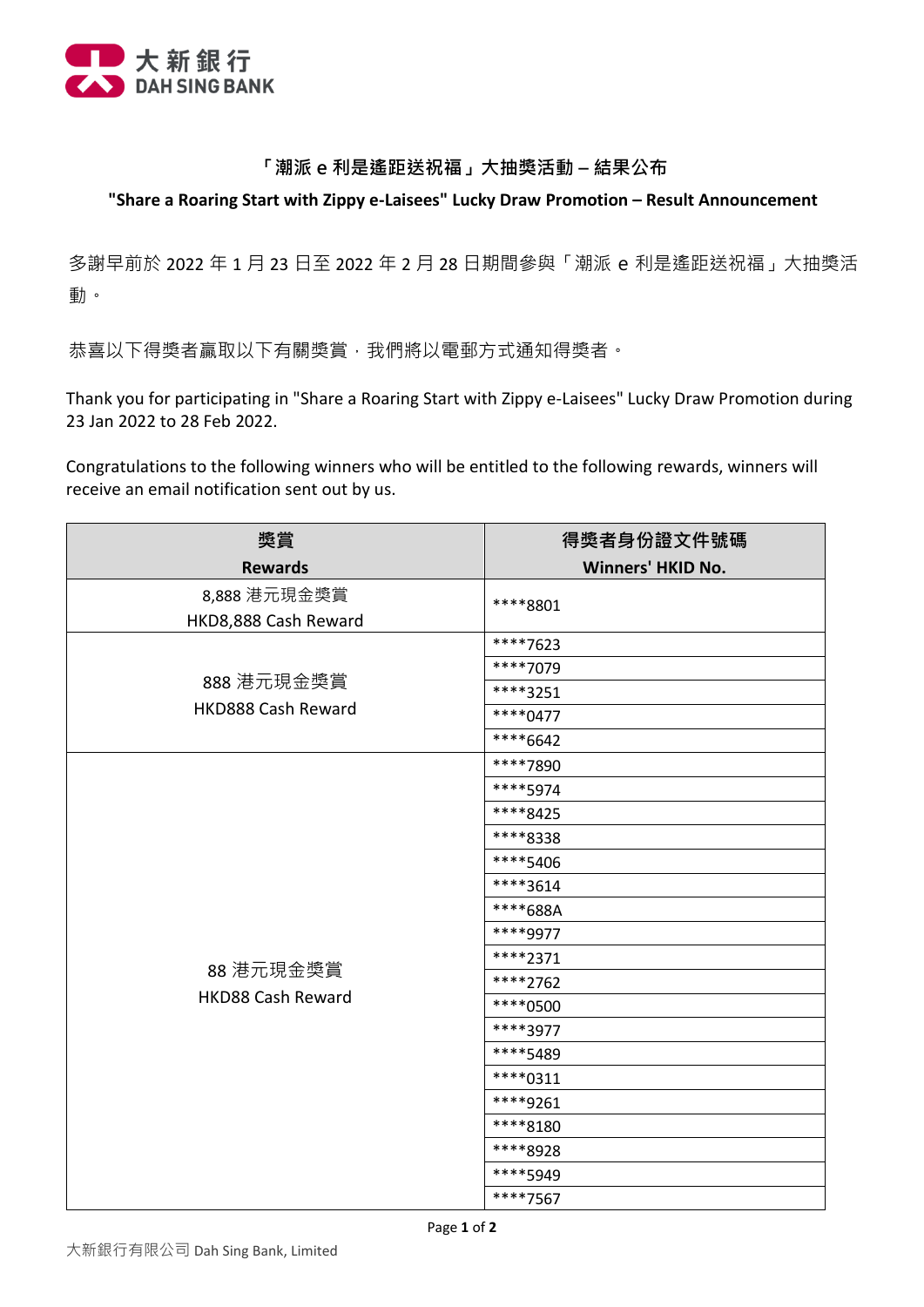## 「潮派 e 利是遙距送祝福」大抽獎活動 – 結果公布

## "Share a Roaring Start with Zippy e-Laisees" Lucky Draw Promotion – Result Announcement

多謝早前於 2022 年 1 月 23 日至 2022 年 2 月 28 日期間參與「潮派 e 利是遙距送祝福」大抽獎活動。

恭喜以下得獎者贏取以下有關獎賞，我們將以電郵方式通知得獎者。

Thank you for participating in "Share a Roaring Start with Zippy e-Laisees" Lucky Draw Promotion during 23 Jan 2022 to 28 Feb 2022.

Congratulations to the following winners who will be entitled to the following rewards, winners will receive an email notification sent out by us.

| 獎賞<br>Rewards | 得獎者身份證文件號碼<br>Winners' HKID No. |
|---|---|
| 8,888 港元現金獎賞<br>HKD8,888 Cash Reward | ****8801 |
| 888 港元現金獎賞<br>HKD888 Cash Reward | ****7623 |
| | ****7079 |
| | ****3251 |
| | ****0477 |
| | ****6642 |
| 88 港元現金獎賞<br>HKD88 Cash Reward | ****7890 |
| | ****5974 |
| | ****8425 |
| | ****8338 |
| | ****5406 |
| | ****3614 |
| | ****688A |
| | ****9977 |
| | ****2371 |
| | ****2762 |
| | ****0500 |
| | ****3977 |
| | ****5489 |
| | ****0311 |
| | ****9261 |
| | ****8180 |
| | ****8928 |
| | ****5949 |
| | ****7567 |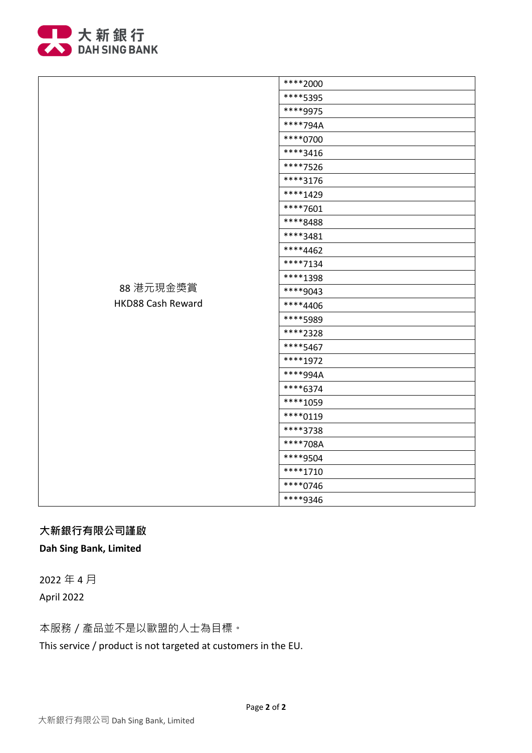| | |
|---|---|
| 88 港元現金獎賞<br>HKD88 Cash Reward | ****2000 |
| | ****5395 |
| | ****9975 |
| | ****794A |
| | ****0700 |
| | ****3416 |
| | ****7526 |
| | ****3176 |
| | ****1429 |
| | ****7601 |
| | ****8488 |
| | ****3481 |
| | ****4462 |
| | ****7134 |
| | ****1398 |
| | ****9043 |
| | ****4406 |
| | ****5989 |
| | ****2328 |
| | ****5467 |
| | ****1972 |
| | ****994A |
| | ****6374 |
| | ****1059 |
| | ****0119 |
| | ****3738 |
| | ****708A |
| | ****9504 |
| | ****1710 |
| | ****0746 |
| | ****9346 |

**大新銀行有限公司謹啟**

**Dah Sing Bank, Limited**

2022 年 4 月

April 2022

本服務 / 產品並不是以歐盟的人士為目標。

This service / product is not targeted at customers in the EU.